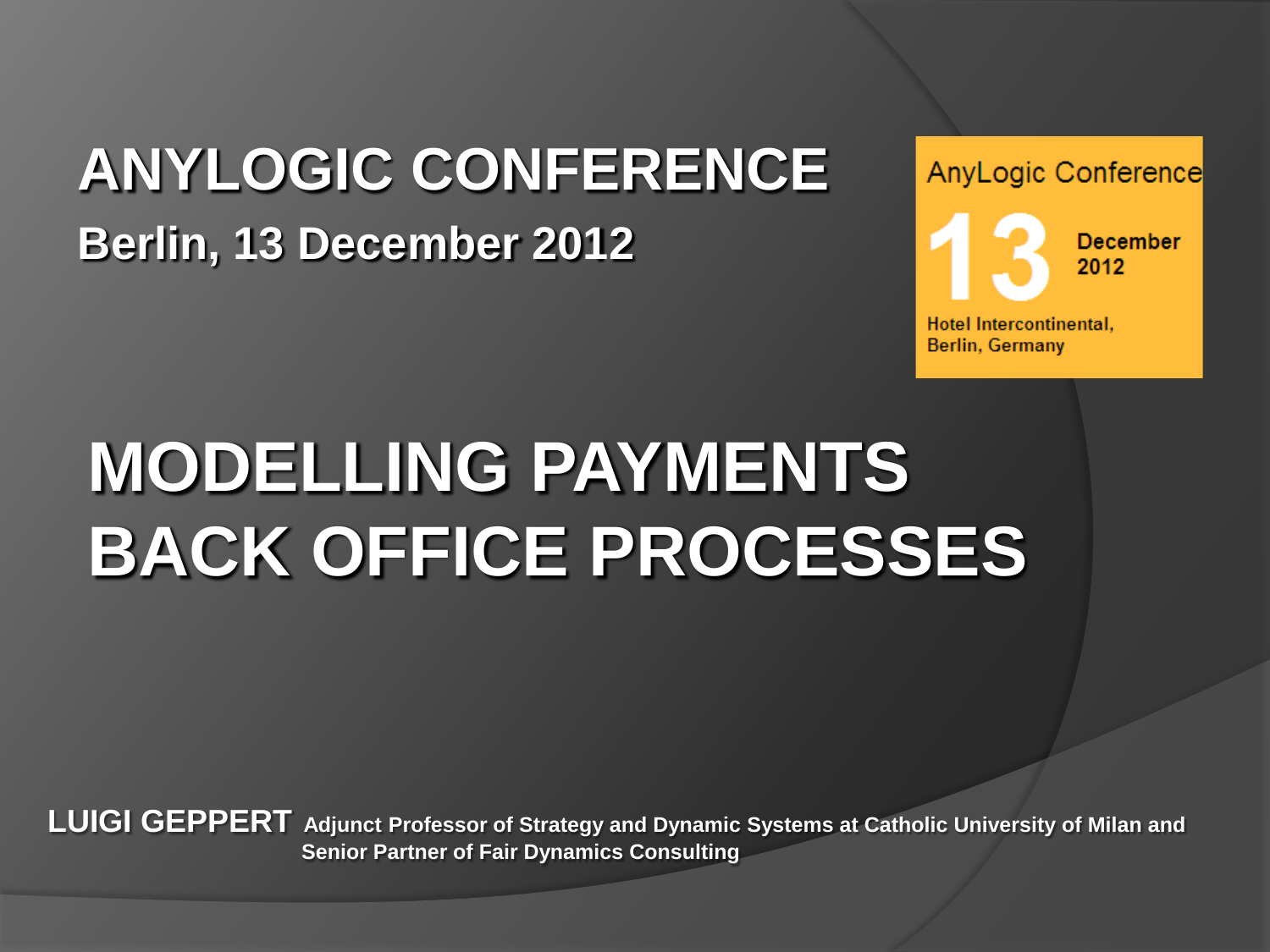# ANYLOGIC CONFERENCE

**Berlin, 13 December 2012**

AnyLogic Conference

13 December 2012

Hotel Intercontinental, Berlin, Germany

# MODELLING PAYMENTS BACK OFFICE PROCESSES

**LUIGI GEPPERT** Adjunct Professor of Strategy and Dynamic Systems at Catholic University of Milan and Senior Partner of Fair Dynamics Consulting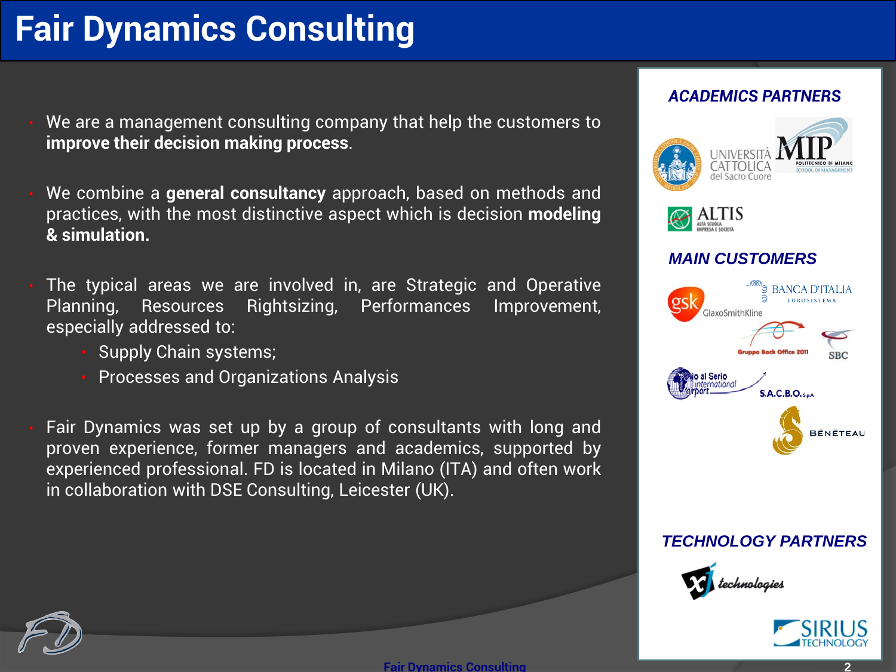# Fair Dynamics Consulting

- We are a management consulting company that help the customers to **improve their decision making process**.

- We combine a **general consultancy** approach, based on methods and practices, with the most distinctive aspect which is decision **modeling & simulation.**

- The typical areas we are involved in, are Strategic and Operative Planning, Resources Rightsizing, Performances Improvement, especially addressed to:
  - Supply Chain systems;
  - Processes and Organizations Analysis

- Fair Dynamics was set up by a group of consultants with long and proven experience, former managers and academics, supported by experienced professional. FD is located in Milano (ITA) and often work in collaboration with DSE Consulting, Leicester (UK).

### *ACADEMICS PARTNERS*

Università Cattolica del Sacro Cuore
MIP Politecnico di Milano School of Management
ALTIS Alta Scuola Impresa e Società

### *MAIN CUSTOMERS*

gsk GlaxoSmithKline
Banca d'Italia Eurosistema
Gruppo Back Office 2011
SBC
Orio al Serio International Airport
S.A.C.B.O. S.p.A.
Bénéteau

### *TECHNOLOGY PARTNERS*

XJ technologies
Sirius Technology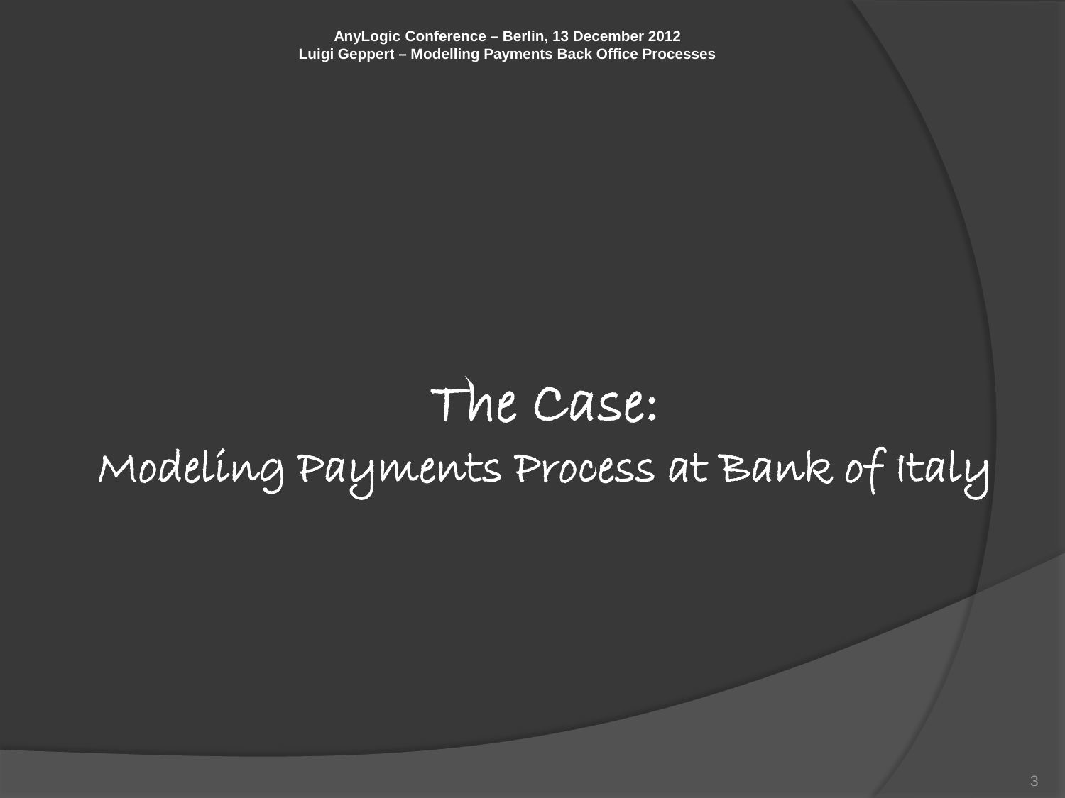# The Case:

## Modeling Payments Process at Bank of Italy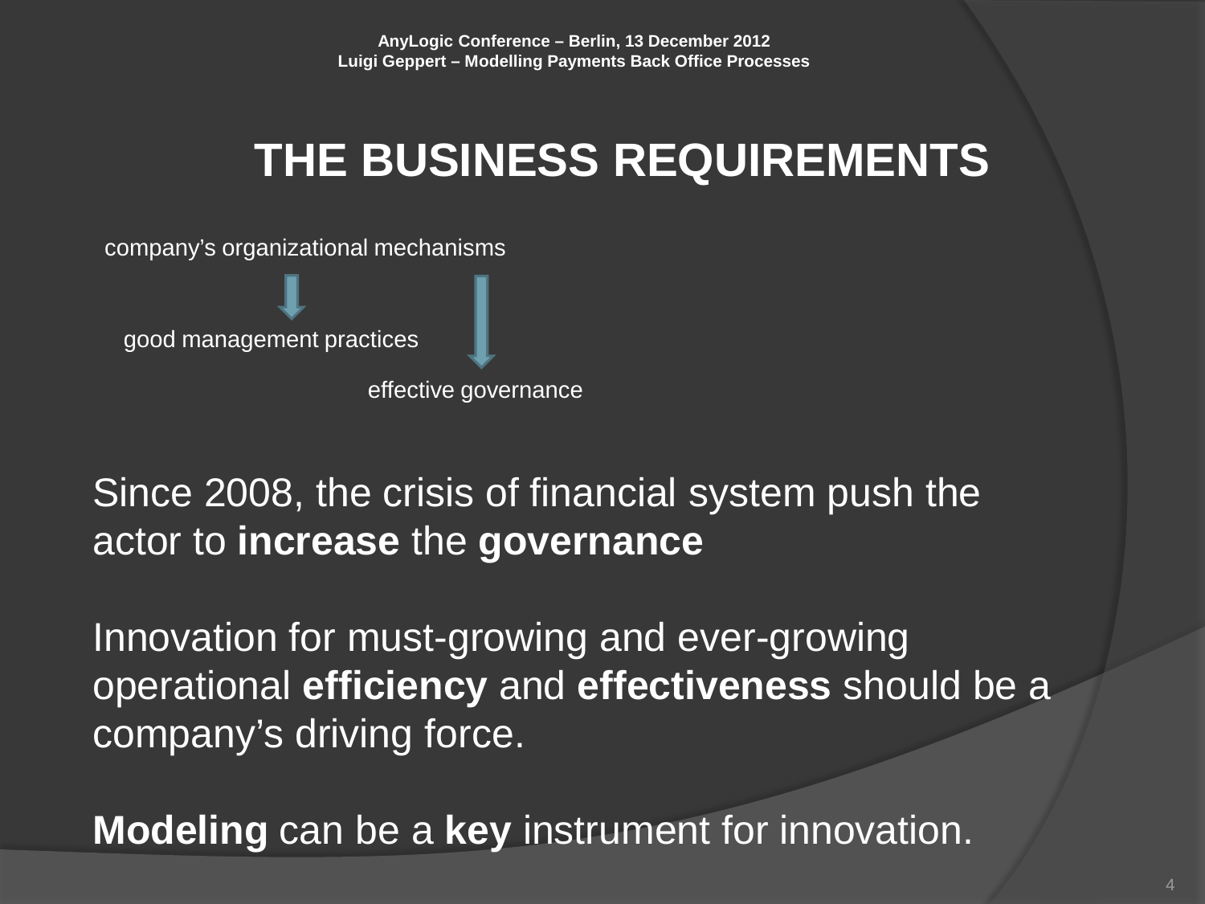# THE BUSINESS REQUIREMENTS

company's organizational mechanisms

↓

good management practices

↓

effective governance

Since 2008, the crisis of financial system push the actor to **increase** the **governance**

Innovation for must-growing and ever-growing operational **efficiency** and **effectiveness** should be a company's driving force.

**Modeling** can be a **key** instrument for innovation.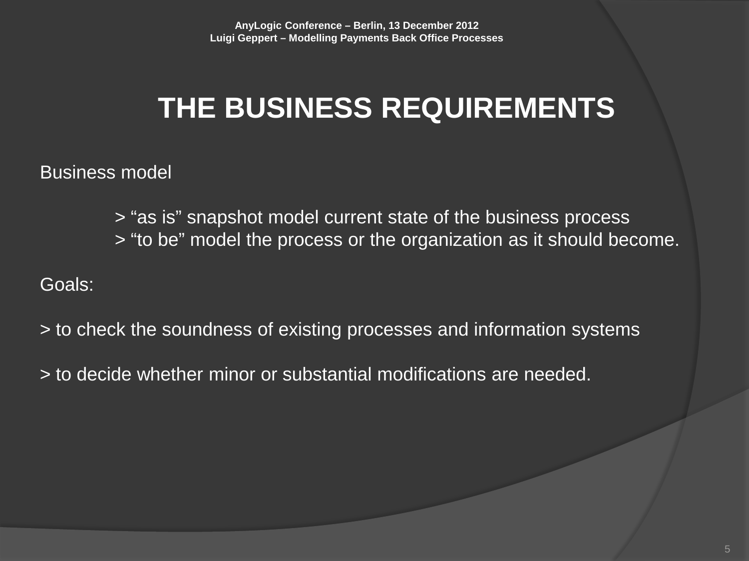# THE BUSINESS REQUIREMENTS

Business model

> "as is" snapshot model current state of the business process
> "to be" model the process or the organization as it should become.

Goals:

> to check the soundness of existing processes and information systems

> to decide whether minor or substantial modifications are needed.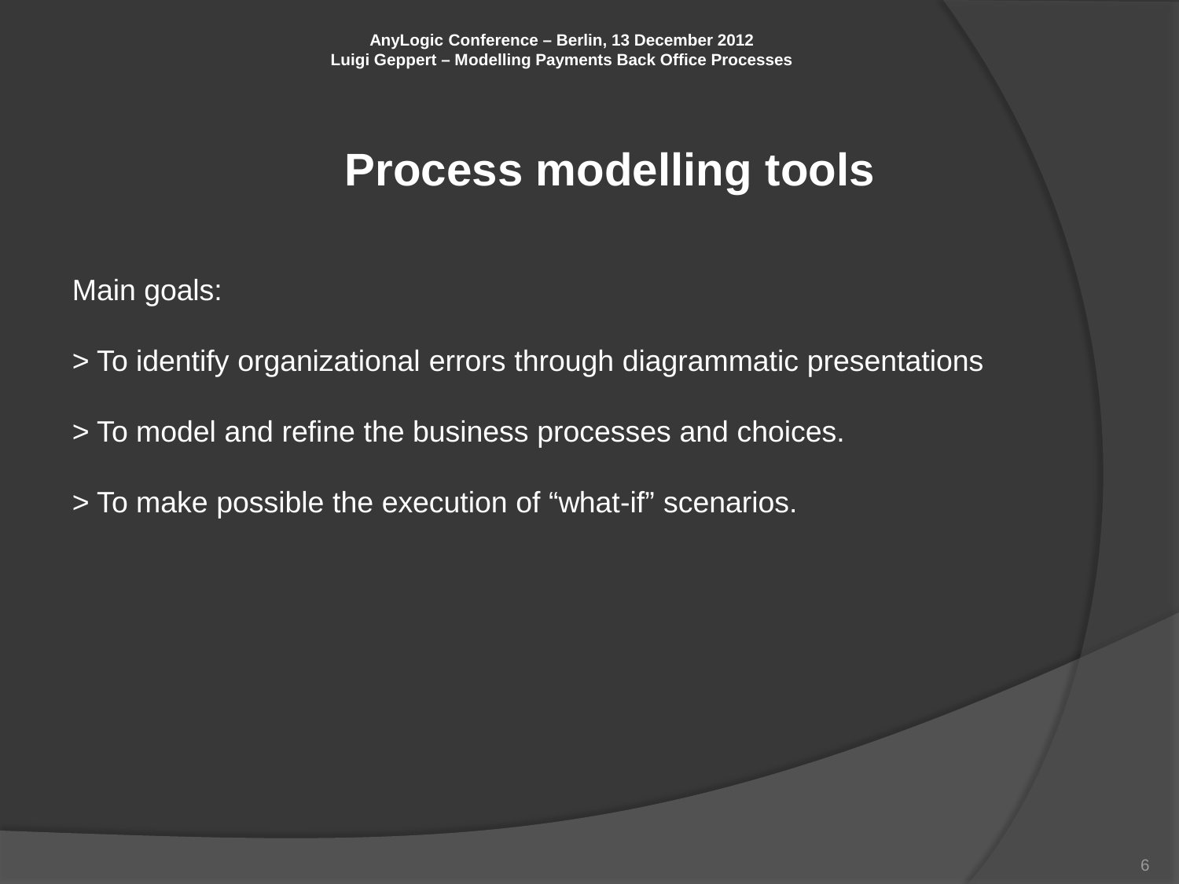# Process modelling tools

Main goals:

> To identify organizational errors through diagrammatic presentations

> To model and refine the business processes and choices.

> To make possible the execution of “what-if” scenarios.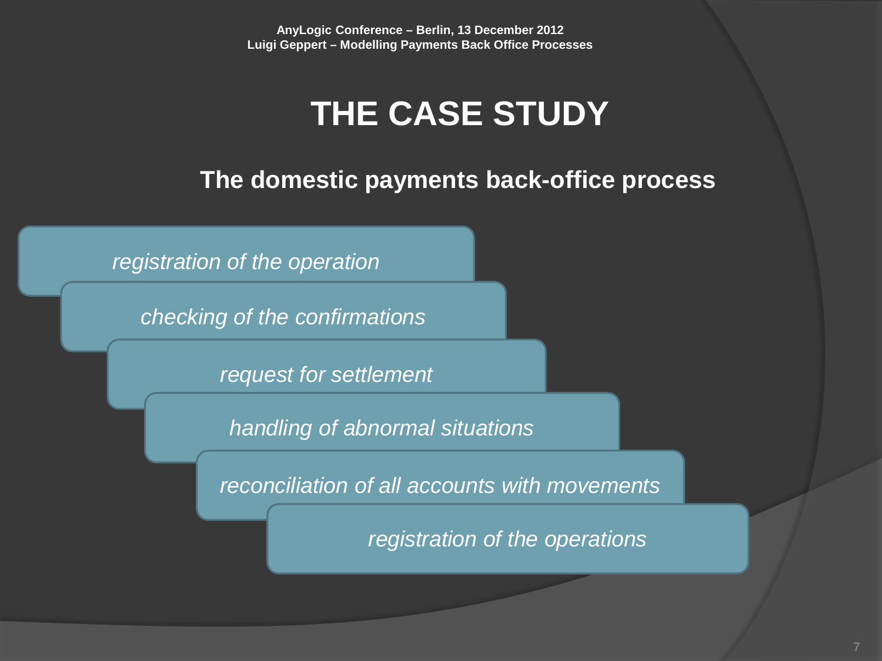# THE CASE STUDY

## The domestic payments back-office process

- *registration of the operation*
- *checking of the confirmations*
- *request for settlement*
- *handling of abnormal situations*
- *reconciliation of all accounts with movements*
- *registration of the operations*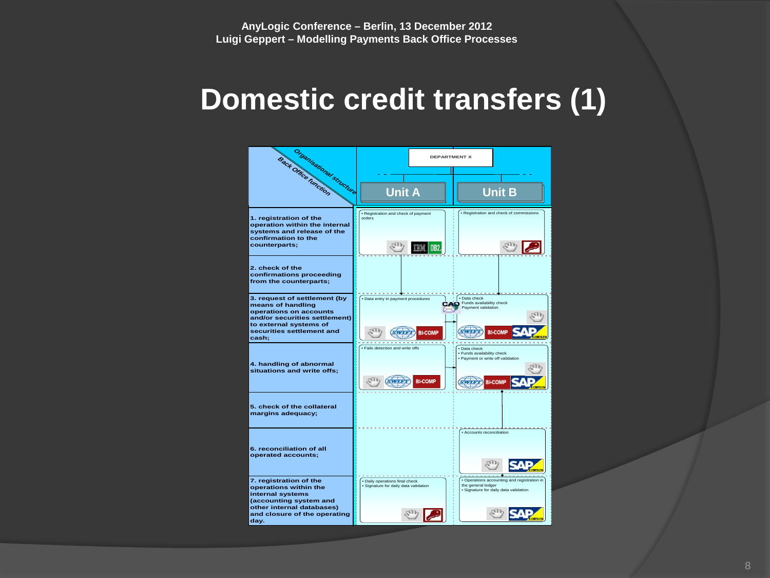# Domestic credit transfers (1)

| Back Office function / Organisational structure | DEPARTMENT X — Unit A | DEPARTMENT X — Unit B |
|---|---|---|
| 1. registration of the operation within the internal systems and release of the confirmation to the counterparts; | • Registration and check of payment orders | • Registration and check of commissions |
| 2. check of the confirmations proceeding from the counterparts; | | |
| 3. request of settlement (by means of handling operations on accounts and/or securities settlement) to external systems of securities settlement and cash; | • Data entry in payment procedures | • Data check<br>• Funds availability check<br>• Payment validation |
| 4. handling of abnormal situations and write offs; | • Fails detection and write offs | • Data check<br>• Funds availability check<br>• Payment or write off validation |
| 5. check of the collateral margins adequacy; | | |
| 6. reconciliation of all operated accounts; | | • Accounts reconciliation |
| 7. registration of the operations within the internal systems (accounting system and other internal databases) and closure of the operating day. | • Daily operations final check<br>• Signature for daily data validation | • Operations accounting and registration in the general ledger<br>• Signature for daily data validation |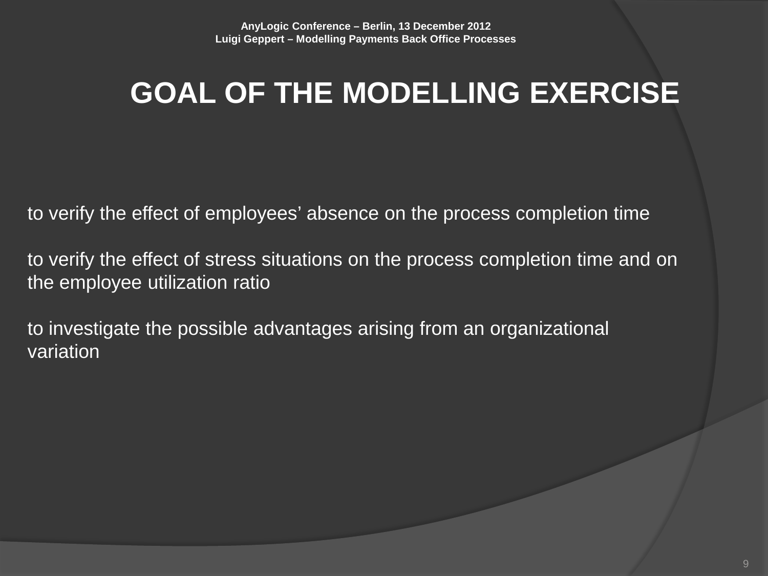# GOAL OF THE MODELLING EXERCISE

to verify the effect of employees’ absence on the process completion time

to verify the effect of stress situations on the process completion time and on the employee utilization ratio

to investigate the possible advantages arising from an organizational variation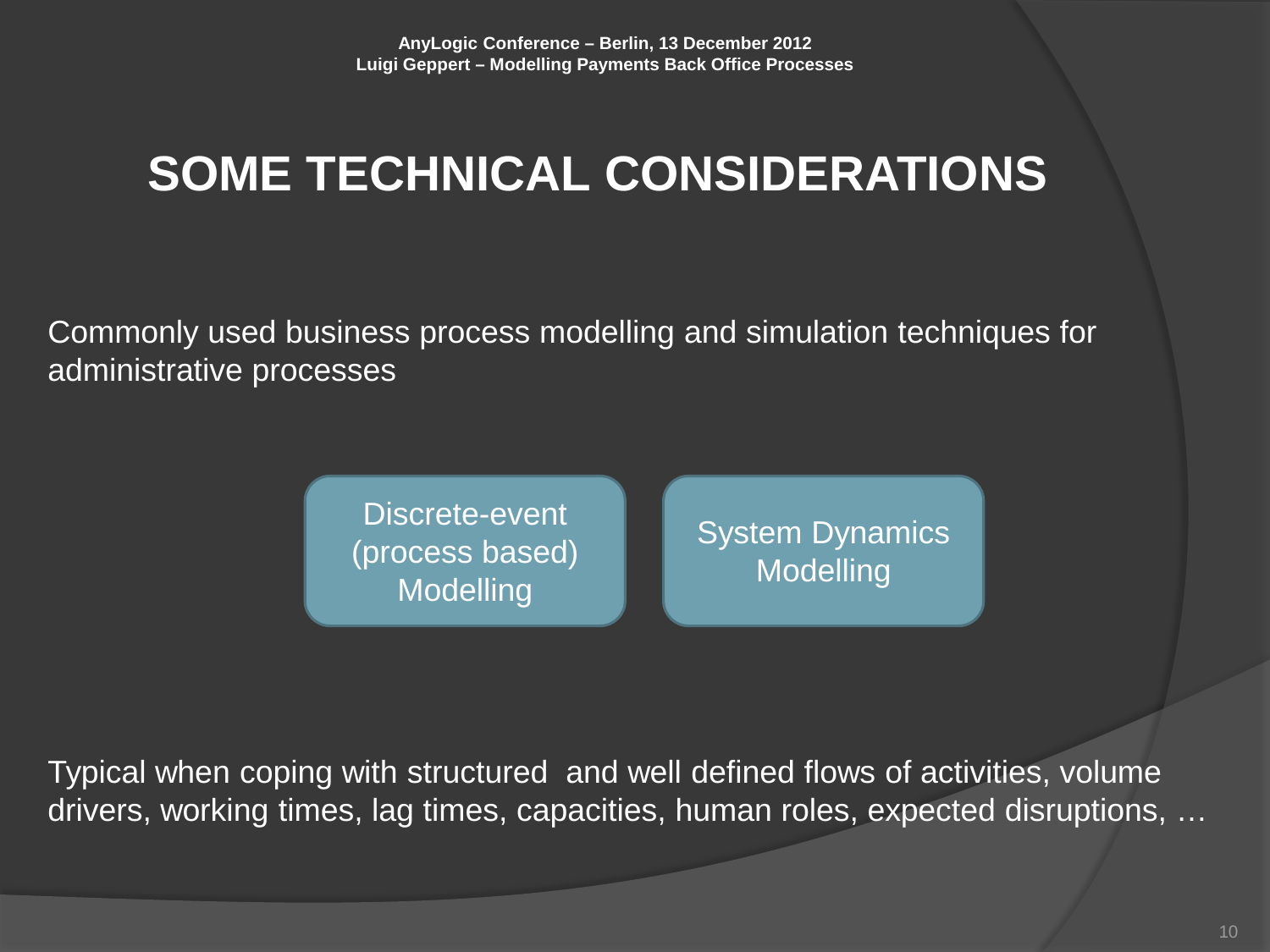# SOME TECHNICAL CONSIDERATIONS

Commonly used business process modelling and simulation techniques for administrative processes

- Discrete-event (process based) Modelling
- System Dynamics Modelling

Typical when coping with structured  and well defined flows of activities, volume drivers, working times, lag times, capacities, human roles, expected disruptions, …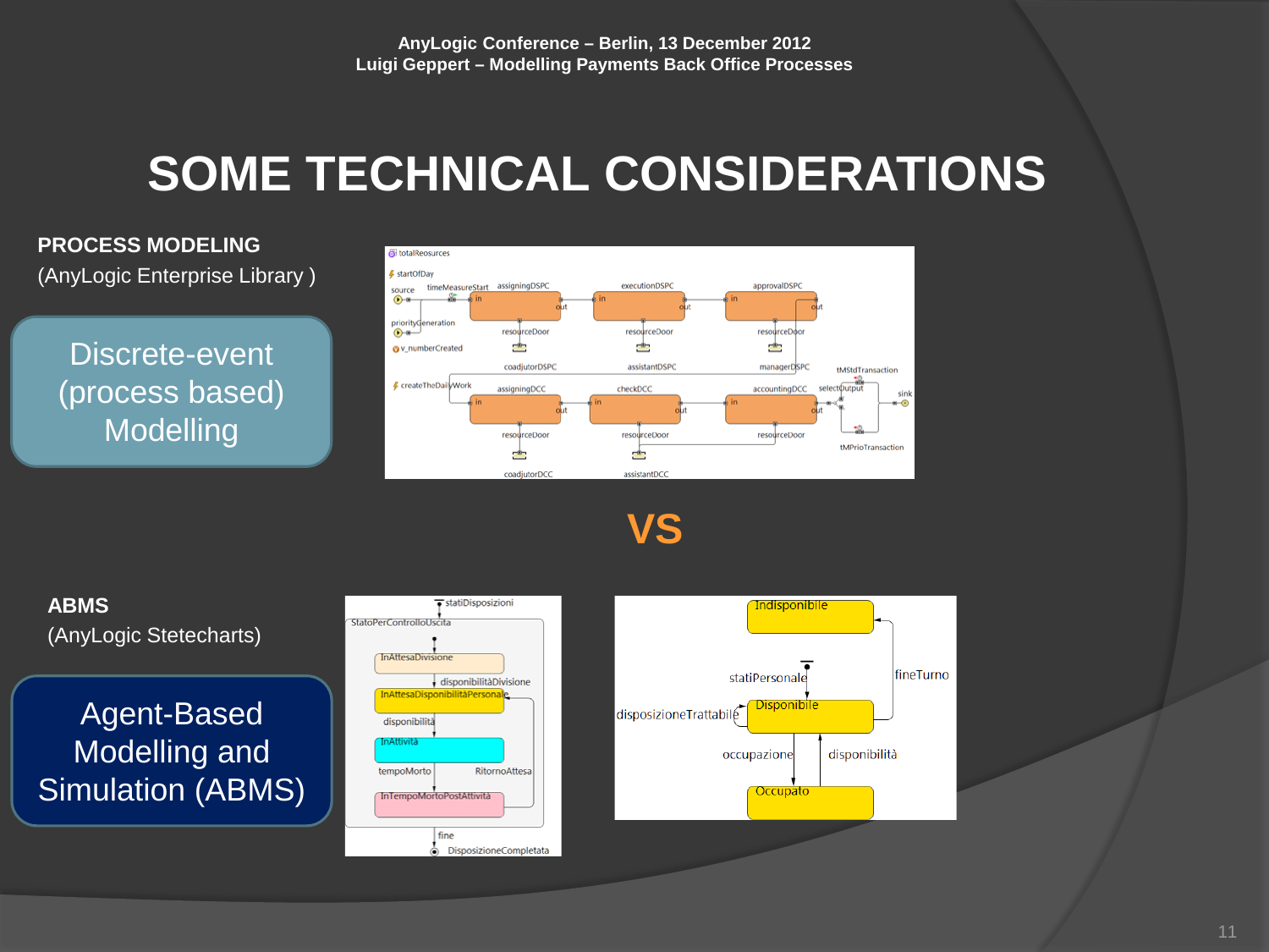# SOME TECHNICAL CONSIDERATIONS

**PROCESS MODELING**
(AnyLogic Enterprise Library )

Discrete-event (process based) Modelling

totalReosurces
startOfDay
source
timeMeasureStart
assigningDSPC
executionDSPC
approvalDSPC
priorityGeneration
v_numberCreated
resourceDoor
coadjutorDSPC
assistantDSPC
managerDSPC
tMStdTransaction
createTheDailyWork
assigningDCC
checkDCC
accountingDCC
selectOutput
sink
coadjutorDCC
assistantDCC
tMPrioTransaction

**VS**

**ABMS**
(AnyLogic Stetecharts)

Agent-Based Modelling and Simulation (ABMS)

statiDisposizioni
StatoPerControlloUscita
InAttesaDivisione
disponibilitàDivisione
InAttesaDisponibilitàPersonale
disponibilità
InAttività
tempoMorto
RitornoAttesa
InTempoMortoPostAttività
fine
DisposizioneCompletata

Indisponibile
statiPersonale
fineTurno
disposizioneTrattabile
Disponibile
occupazione
disponibilità
Occupato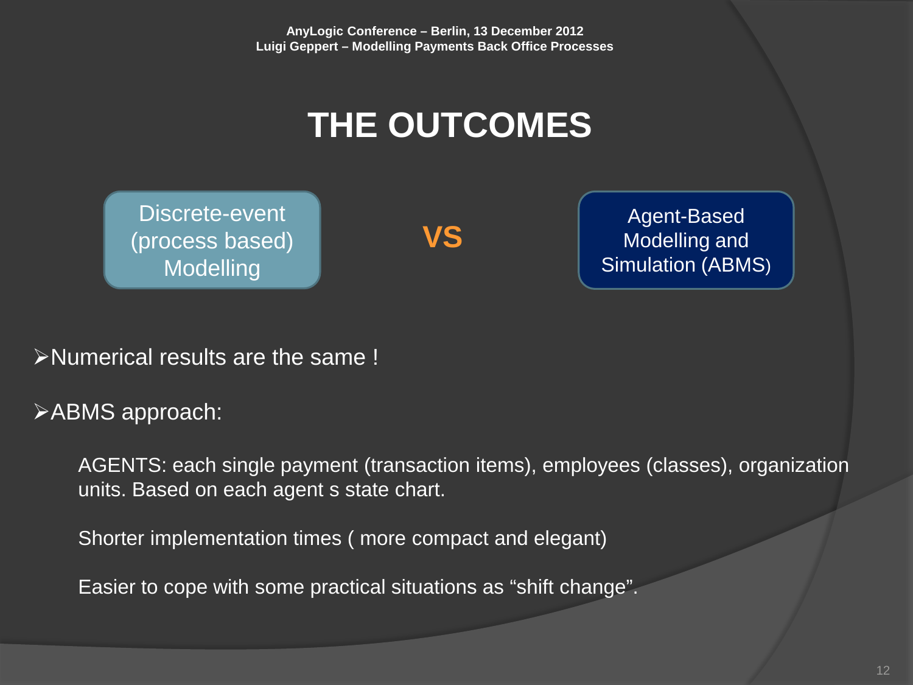# THE OUTCOMES

Discrete-event (process based) Modelling **VS** Agent-Based Modelling and Simulation (ABMS)

- Numerical results are the same !

- ABMS approach:

  AGENTS: each single payment (transaction items), employees (classes), organization units. Based on each agent s state chart.

  Shorter implementation times ( more compact and elegant)

  Easier to cope with some practical situations as “shift change”.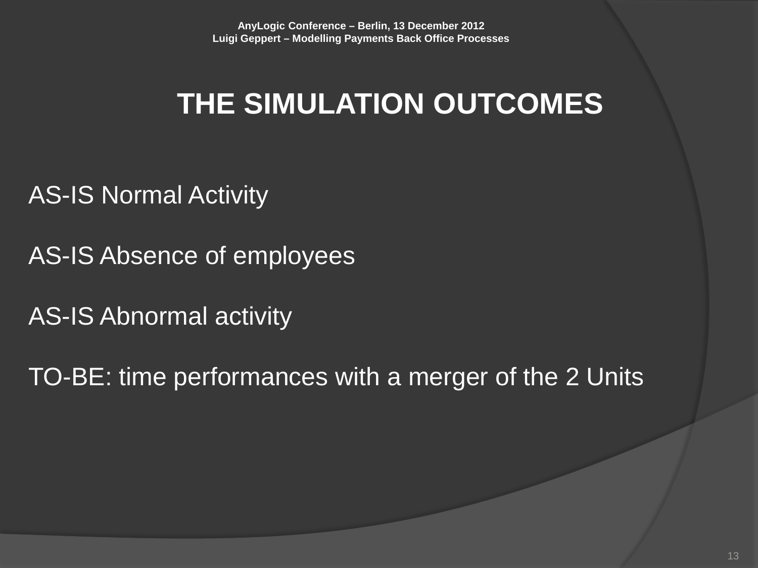# THE SIMULATION OUTCOMES

AS-IS Normal Activity

AS-IS Absence of employees

AS-IS Abnormal activity

TO-BE: time performances with a merger of the 2 Units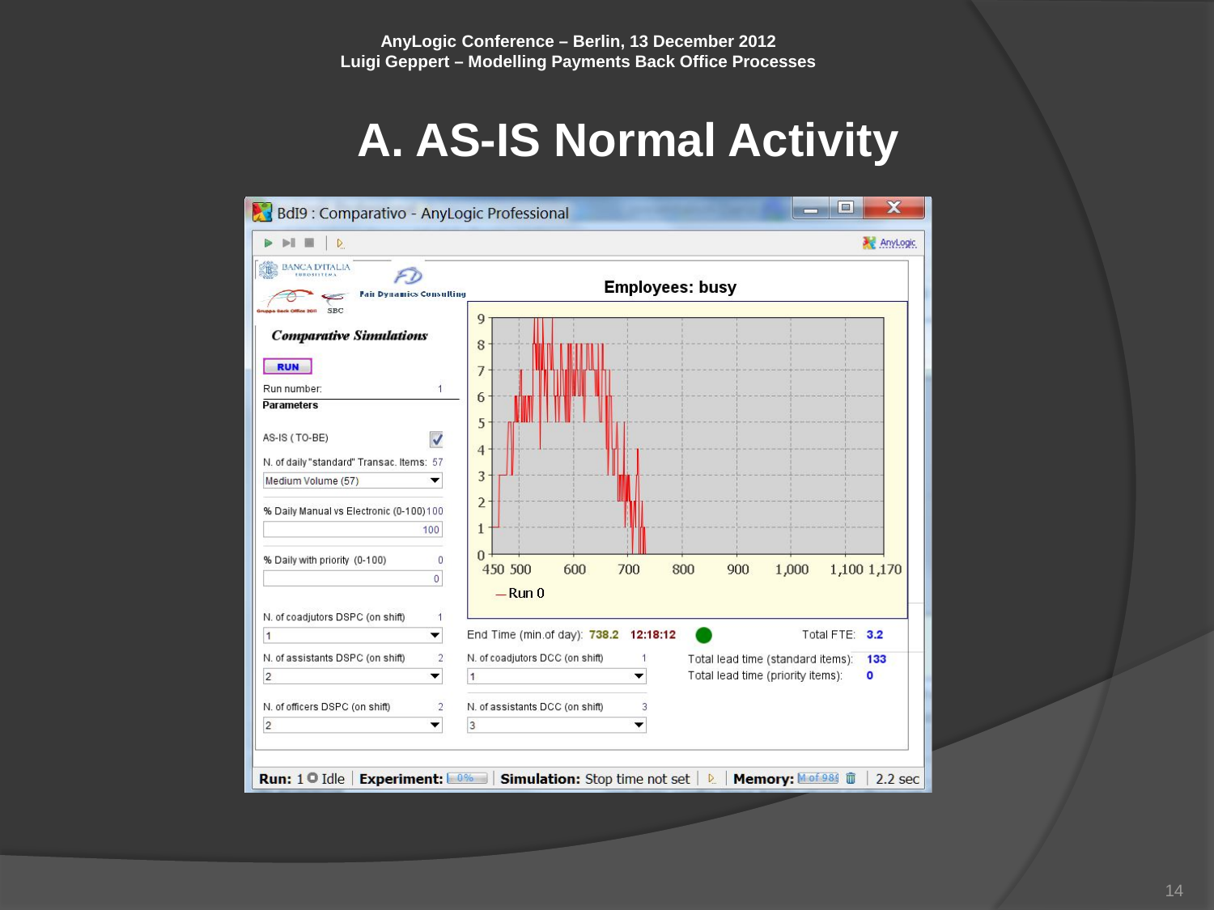# A. AS-IS Normal Activity

**BdI9 : Comparativo - AnyLogic Professional**

BANCA D'ITALIA

Fair Dynamics Consulting

SBC

*Comparative Simulations*

RUN

Run number: 1

**Parameters**

AS-IS ( TO-BE) ☑

N. of daily "standard" Transac. Items: 57

Medium Volume (57)

% Daily Manual vs Electronic (0-100) 100

100

% Daily with priority (0-100) 0

0

N. of coadjutors DSPC (on shift) 1

1

N. of assistants DSPC (on shift) 2

2

N. of officers DSPC (on shift) 2

2

**Employees: busy**

— Run 0

End Time (min.of day): 738.2 12:18:12

Total FTE: 3.2

N. of coadjutors DCC (on shift) 1

1

N. of assistants DCC (on shift) 3

3

Total lead time (standard items): 133

Total lead time (priority items): 0

**Run:** 1 Idle | **Experiment:** 0% | **Simulation:** Stop time not set | **Memory:** M of 984 | 2.2 sec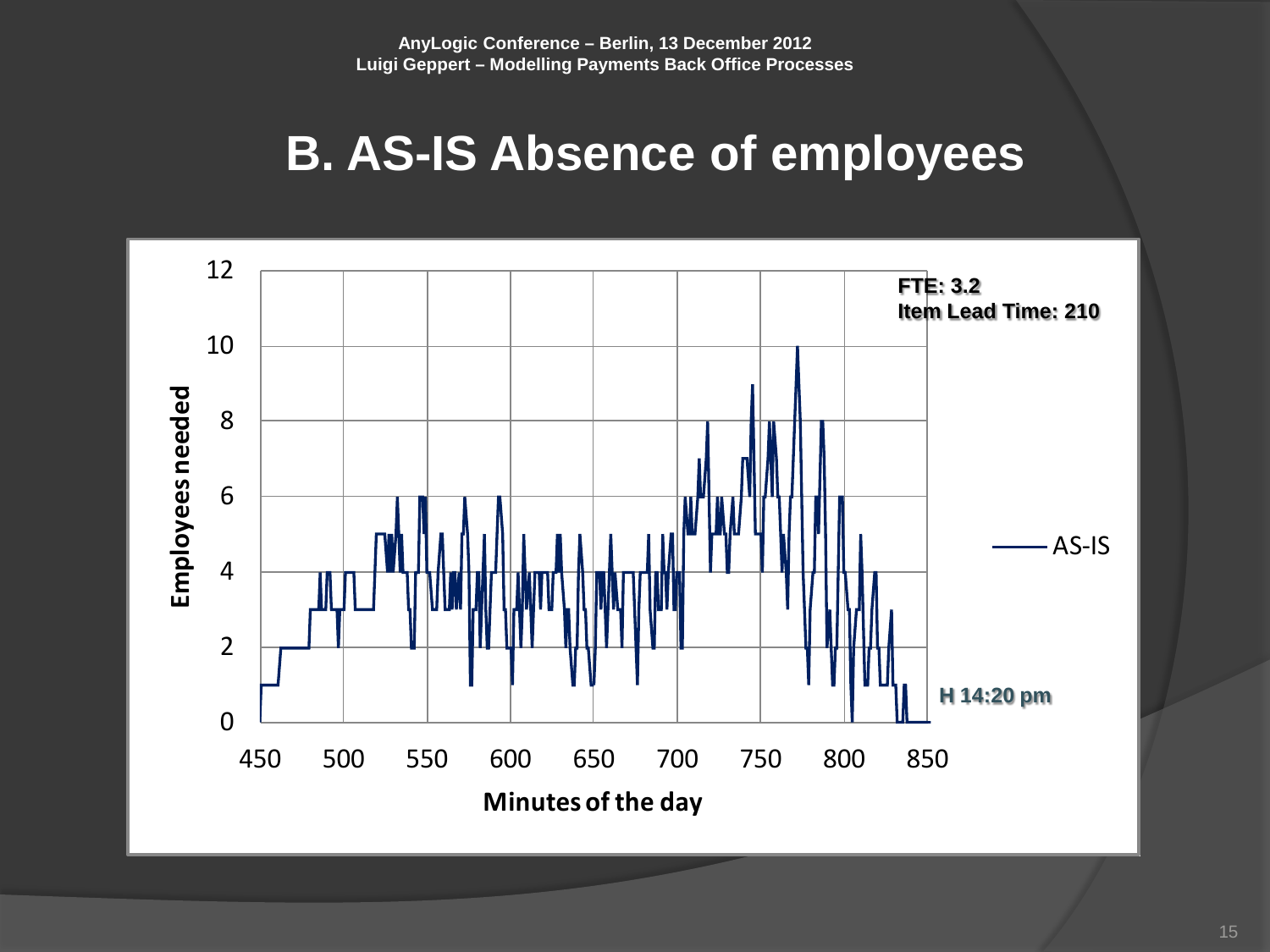# B. AS-IS Absence of employees

**FTE: 3.2**
**Item Lead Time: 210**

Employees needed

Minutes of the day

AS-IS

**H 14:20 pm**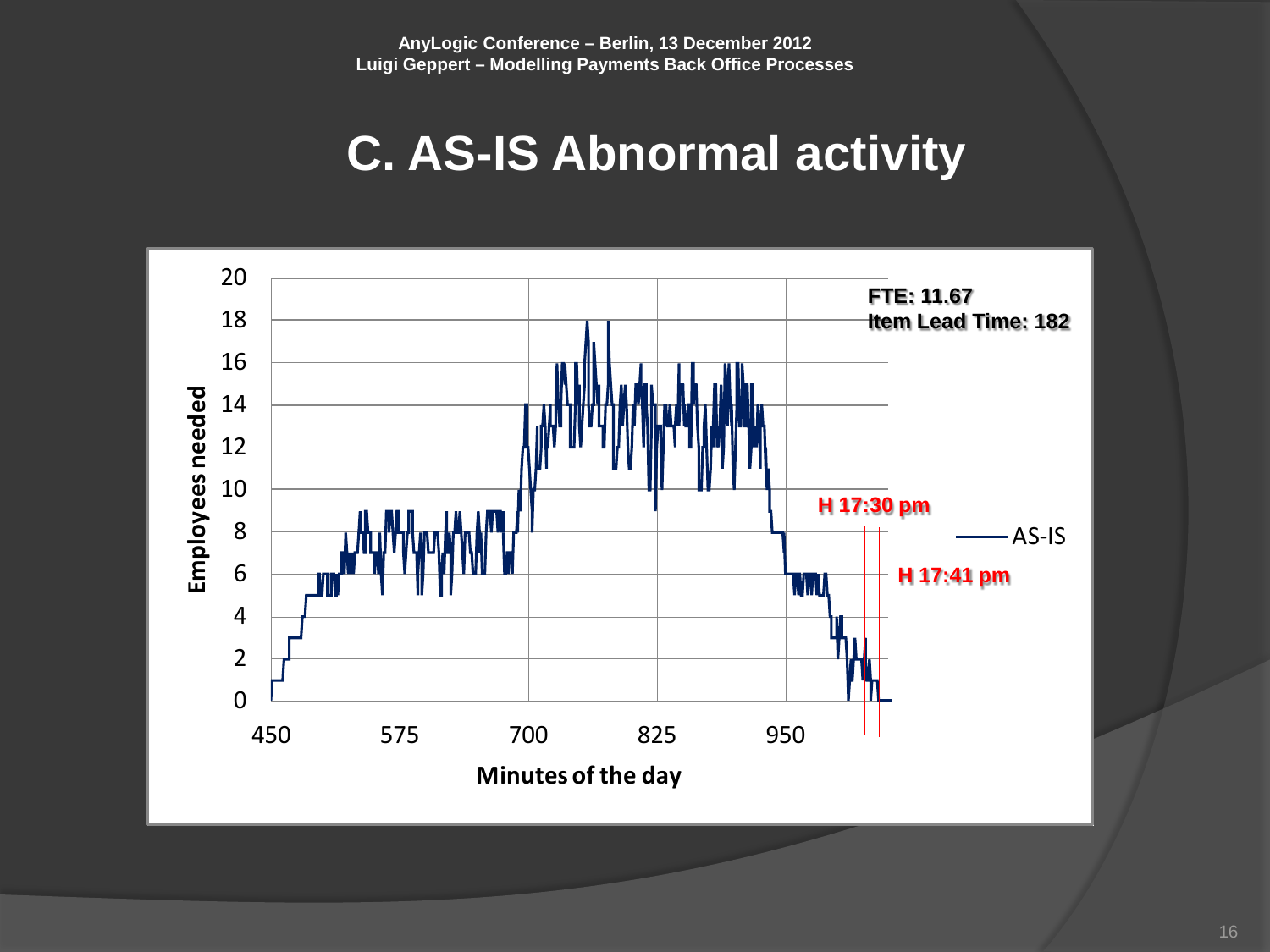# C. AS-IS Abnormal activity

FTE: 11.67
Item Lead Time: 182

H 17:30 pm

H 17:41 pm

AS-IS

Employees needed

Minutes of the day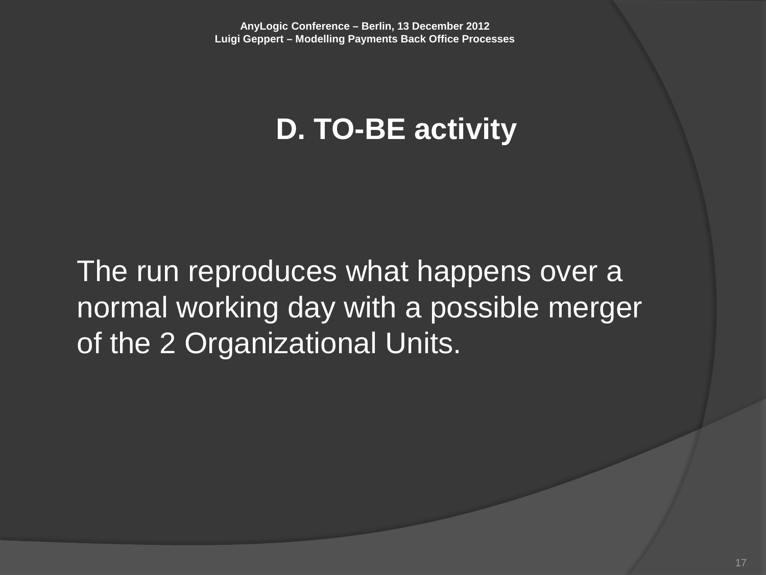## D. TO-BE activity

The run reproduces what happens over a normal working day with a possible merger of the 2 Organizational Units.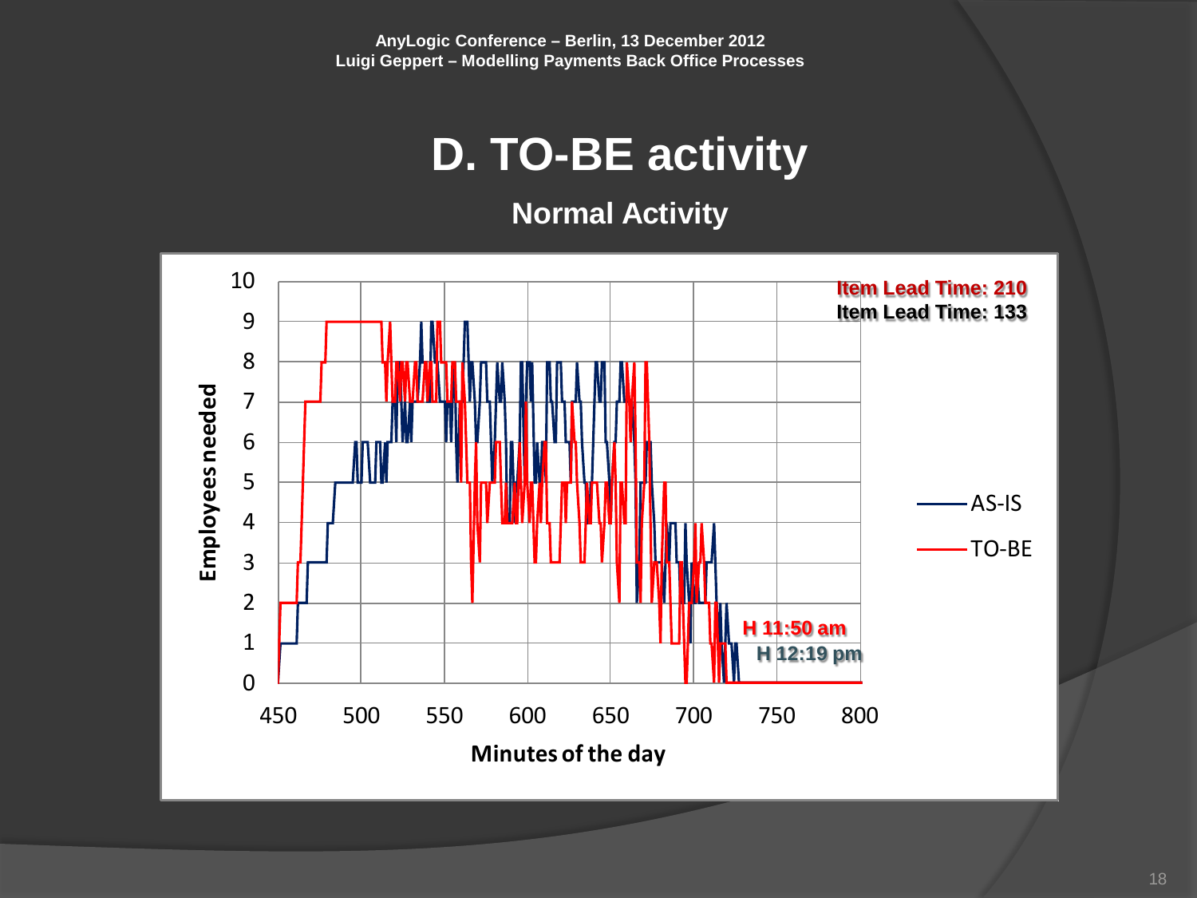# D. TO-BE activity

## Normal Activity

Item Lead Time: 210

Item Lead Time: 133

H 11:50 am

H 12:19 pm

Employees needed

Minutes of the day

AS-IS

TO-BE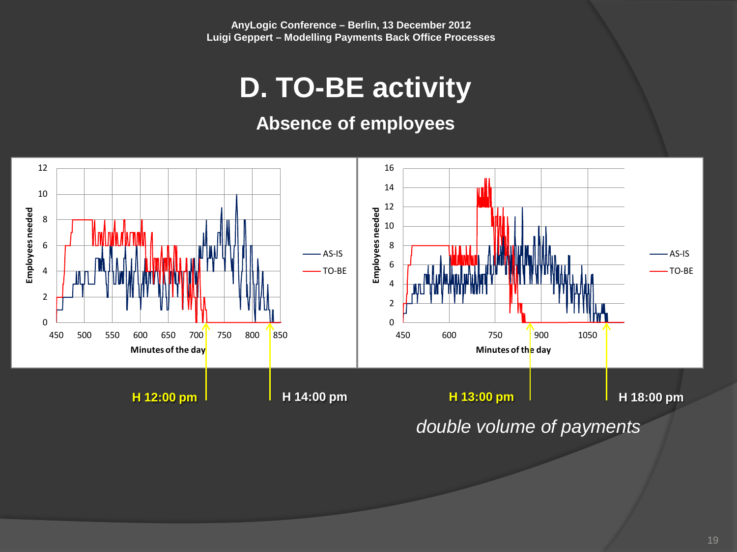# D. TO-BE activity

## Absence of employees

**H 12:00 pm** **H 14:00 pm**

**H 13:00 pm** **H 18:00 pm**

*double volume of payments*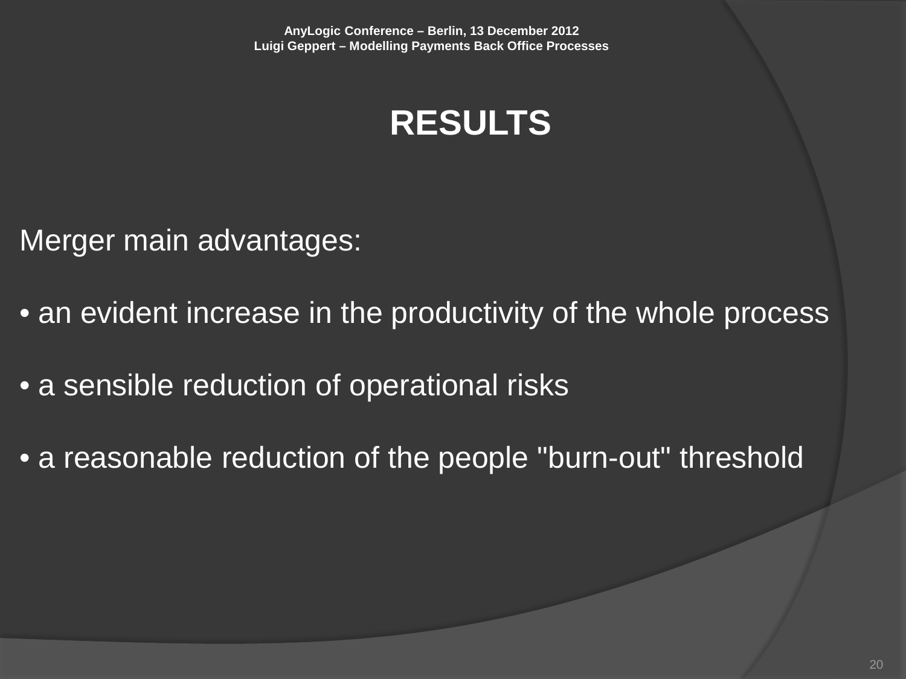# RESULTS

Merger main advantages:

- an evident increase in the productivity of the whole process
- a sensible reduction of operational risks
- a reasonable reduction of the people "burn-out" threshold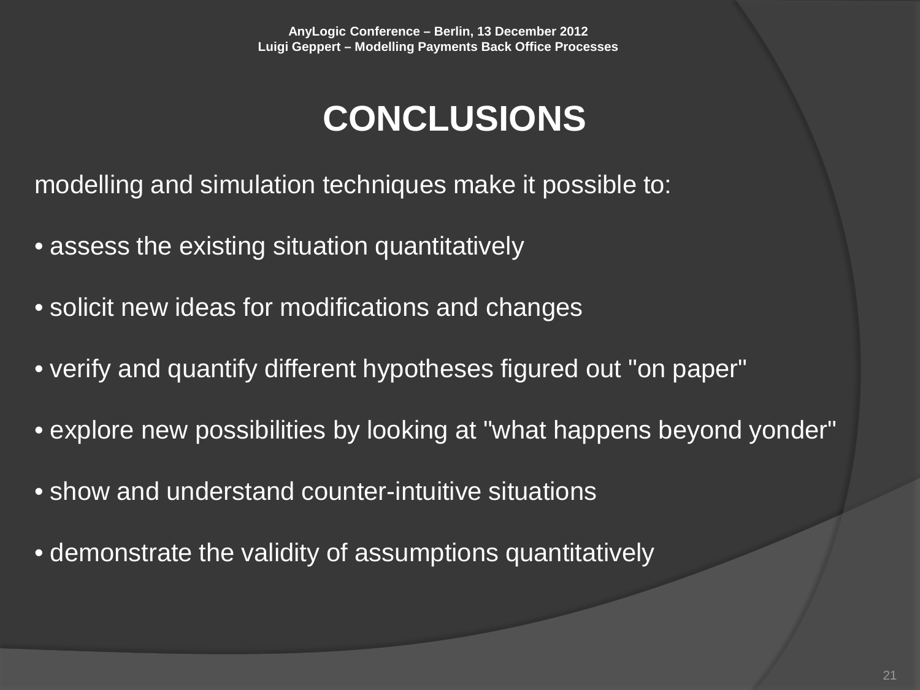# CONCLUSIONS

modelling and simulation techniques make it possible to:

- assess the existing situation quantitatively
- solicit new ideas for modifications and changes
- verify and quantify different hypotheses figured out "on paper"
- explore new possibilities by looking at "what happens beyond yonder"
- show and understand counter-intuitive situations
- demonstrate the validity of assumptions quantitatively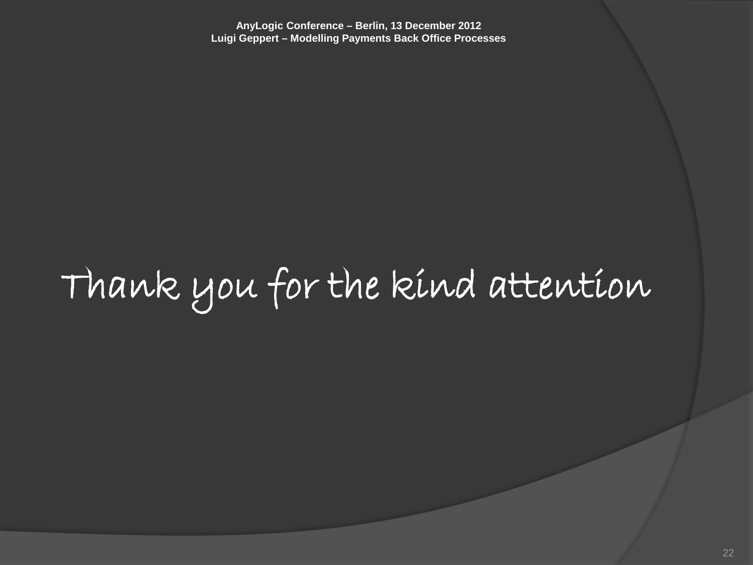Thank you for the kind attention